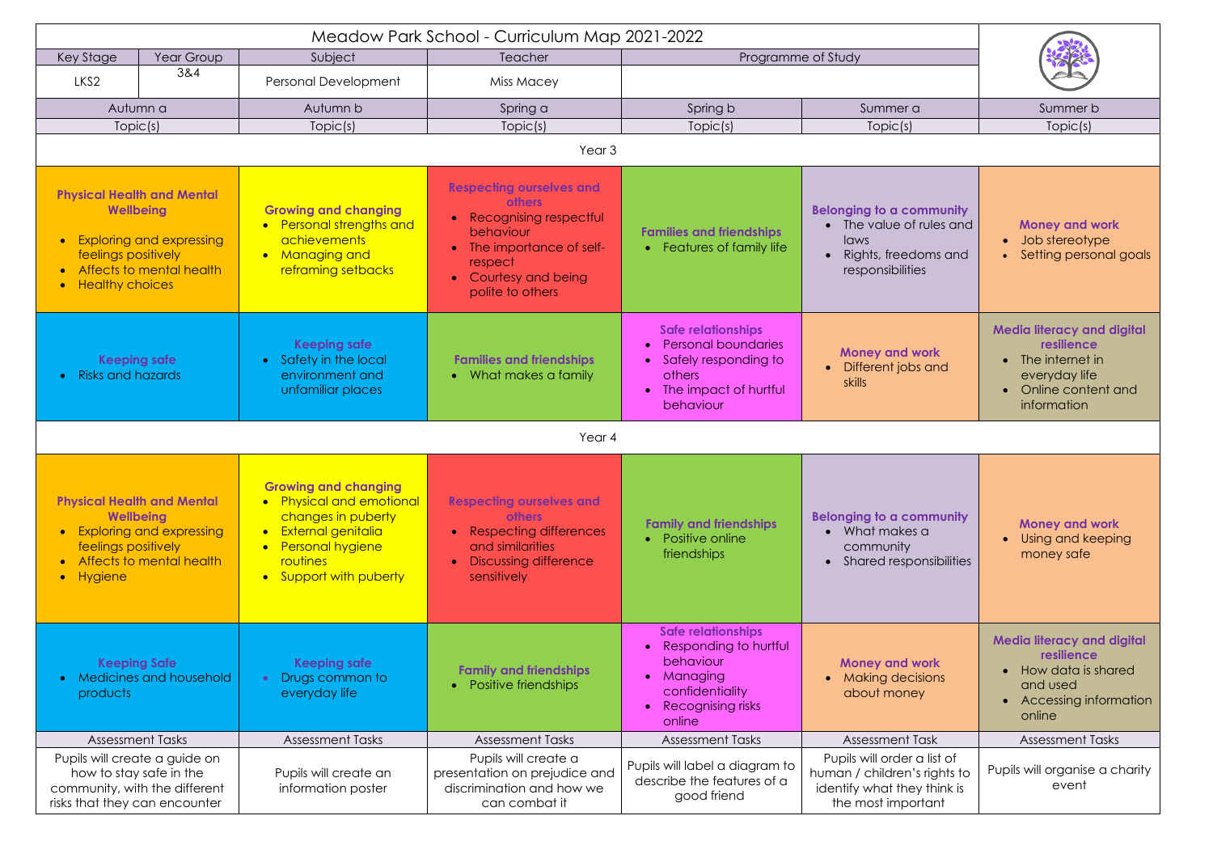# Meadow Park School - Curriculum Map 2021-2022

| Key Stage | Year Group | Subject | Teacher | Programme of Study |
| --- | --- | --- | --- | --- |
| LKS2 | 3&4 | Personal Development | Miss Macey | |

| Autumn a | Autumn b | Spring a | Spring b | Summer a | Summer b |
| --- | --- | --- | --- | --- | --- |
| Topic(s) | Topic(s) | Topic(s) | Topic(s) | Topic(s) | Topic(s) |
| **Year 3** | | | | | |
| **Physical Health and Mental Wellbeing**<br>• Exploring and expressing feelings positively<br>• Affects to mental health<br>• Healthy choices | **Growing and changing**<br>• Personal strengths and achievements<br>• Managing and reframing setbacks | **Respecting ourselves and others**<br>• Recognising respectful behaviour<br>• The importance of self-respect<br>• Courtesy and being polite to others | **Families and friendships**<br>• Features of family life | **Belonging to a community**<br>• The value of rules and laws<br>• Rights, freedoms and responsibilities | **Money and work**<br>• Job stereotype<br>• Setting personal goals |
| **Keeping safe**<br>• Risks and hazards | **Keeping safe**<br>• Safety in the local environment and unfamiliar places | **Families and friendships**<br>• What makes a family | **Safe relationships**<br>• Personal boundaries<br>• Safely responding to others<br>• The impact of hurtful behaviour | **Money and work**<br>• Different jobs and skills | **Media literacy and digital resilience**<br>• The internet in everyday life<br>• Online content and information |
| **Year 4** | | | | | |
| **Physical Health and Mental Wellbeing**<br>• Exploring and expressing feelings positively<br>• Affects to mental health<br>• Hygiene | **Growing and changing**<br>• Physical and emotional changes in puberty<br>• External genitalia<br>• Personal hygiene routines<br>• Support with puberty | **Respecting ourselves and others**<br>• Respecting differences and similarities<br>• Discussing difference sensitively | **Family and friendships**<br>• Positive online friendships | **Belonging to a community**<br>• What makes a community<br>• Shared responsibilities | **Money and work**<br>• Using and keeping money safe |
| **Keeping Safe**<br>• Medicines and household products | **Keeping safe**<br>• Drugs common to everyday life | **Family and friendships**<br>• Positive friendships | **Safe relationships**<br>• Responding to hurtful behaviour<br>• Managing confidentiality<br>• Recognising risks online | **Money and work**<br>• Making decisions about money | **Media literacy and digital resilience**<br>• How data is shared and used<br>• Accessing information online |
| Assessment Tasks | Assessment Tasks | Assessment Tasks | Assessment Tasks | Assessment Task | Assessment Tasks |
| Pupils will create a guide on how to stay safe in the community, with the different risks that they can encounter | Pupils will create an information poster | Pupils will create a presentation on prejudice and discrimination and how we can combat it | Pupils will label a diagram to describe the features of a good friend | Pupils will order a list of human / children's rights to identify what they think is the most important | Pupils will organise a charity event |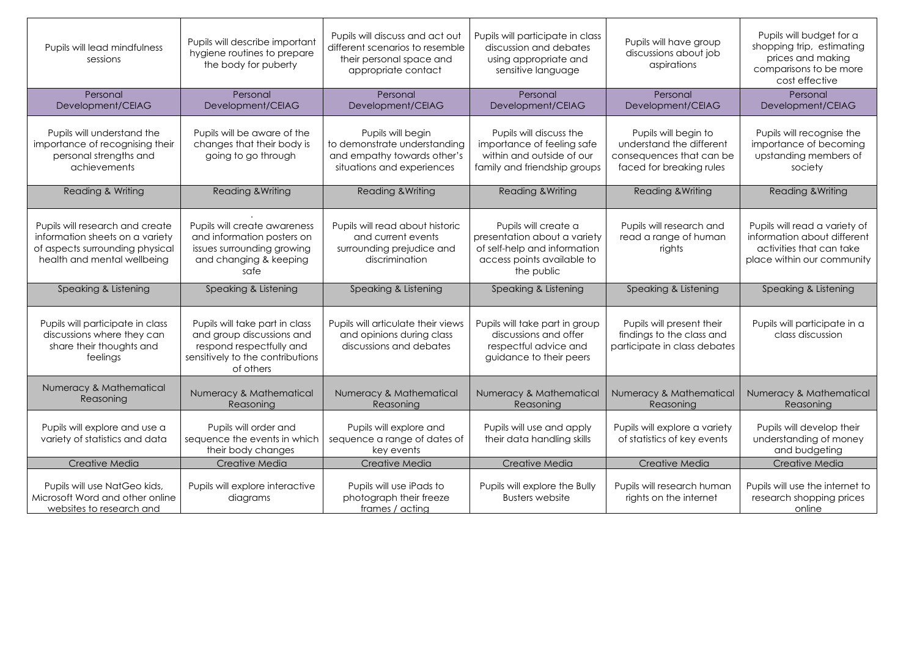| | | | | | |
|---|---|---|---|---|---|
| Pupils will lead mindfulness sessions | Pupils will describe important hygiene routines to prepare the body for puberty | Pupils will discuss and act out different scenarios to resemble their personal space and appropriate contact | Pupils will participate in class discussion and debates using appropriate and sensitive language | Pupils will have group discussions about job aspirations | Pupils will budget for a shopping trip, estimating prices and making comparisons to be more cost effective |
| Personal Development/CEIAG | Personal Development/CEIAG | Personal Development/CEIAG | Personal Development/CEIAG | Personal Development/CEIAG | Personal Development/CEIAG |
| Pupils will understand the importance of recognising their personal strengths and achievements | Pupils will be aware of the changes that their body is going to go through | Pupils will begin to demonstrate understanding and empathy towards other's situations and experiences | Pupils will discuss the importance of feeling safe within and outside of our family and friendship groups | Pupils will begin to understand the different consequences that can be faced for breaking rules | Pupils will recognise the importance of becoming upstanding members of society |
| Reading & Writing | Reading &Writing | Reading &Writing | Reading &Writing | Reading &Writing | Reading &Writing |
| Pupils will research and create information sheets on a variety of aspects surrounding physical health and mental wellbeing | . Pupils will create awareness and information posters on issues surrounding growing and changing & keeping safe | Pupils will read about historic and current events surrounding prejudice and discrimination | Pupils will create a presentation about a variety of self-help and information access points available to the public | Pupils will research and read a range of human rights | Pupils will read a variety of information about different activities that can take place within our community |
| Speaking & Listening | Speaking & Listening | Speaking & Listening | Speaking & Listening | Speaking & Listening | Speaking & Listening |
| Pupils will participate in class discussions where they can share their thoughts and feelings | Pupils will take part in class and group discussions and respond respectfully and sensitively to the contributions of others | Pupils will articulate their views and opinions during class discussions and debates | Pupils will take part in group discussions and offer respectful advice and guidance to their peers | Pupils will present their findings to the class and participate in class debates | Pupils will participate in a class discussion |
| Numeracy & Mathematical Reasoning | Numeracy & Mathematical Reasoning | Numeracy & Mathematical Reasoning | Numeracy & Mathematical Reasoning | Numeracy & Mathematical Reasoning | Numeracy & Mathematical Reasoning |
| Pupils will explore and use a variety of statistics and data | Pupils will order and sequence the events in which their body changes | Pupils will explore and sequence a range of dates of key events | Pupils will use and apply their data handling skills | Pupils will explore a variety of statistics of key events | Pupils will develop their understanding of money and budgeting |
| Creative Media | Creative Media | Creative Media | Creative Media | Creative Media | Creative Media |
| Pupils will use NatGeo kids, Microsoft Word and other online websites to research and | Pupils will explore interactive diagrams | Pupils will use iPads to photograph their freeze frames / acting | Pupils will explore the Bully Busters website | Pupils will research human rights on the internet | Pupils will use the internet to research shopping prices online |